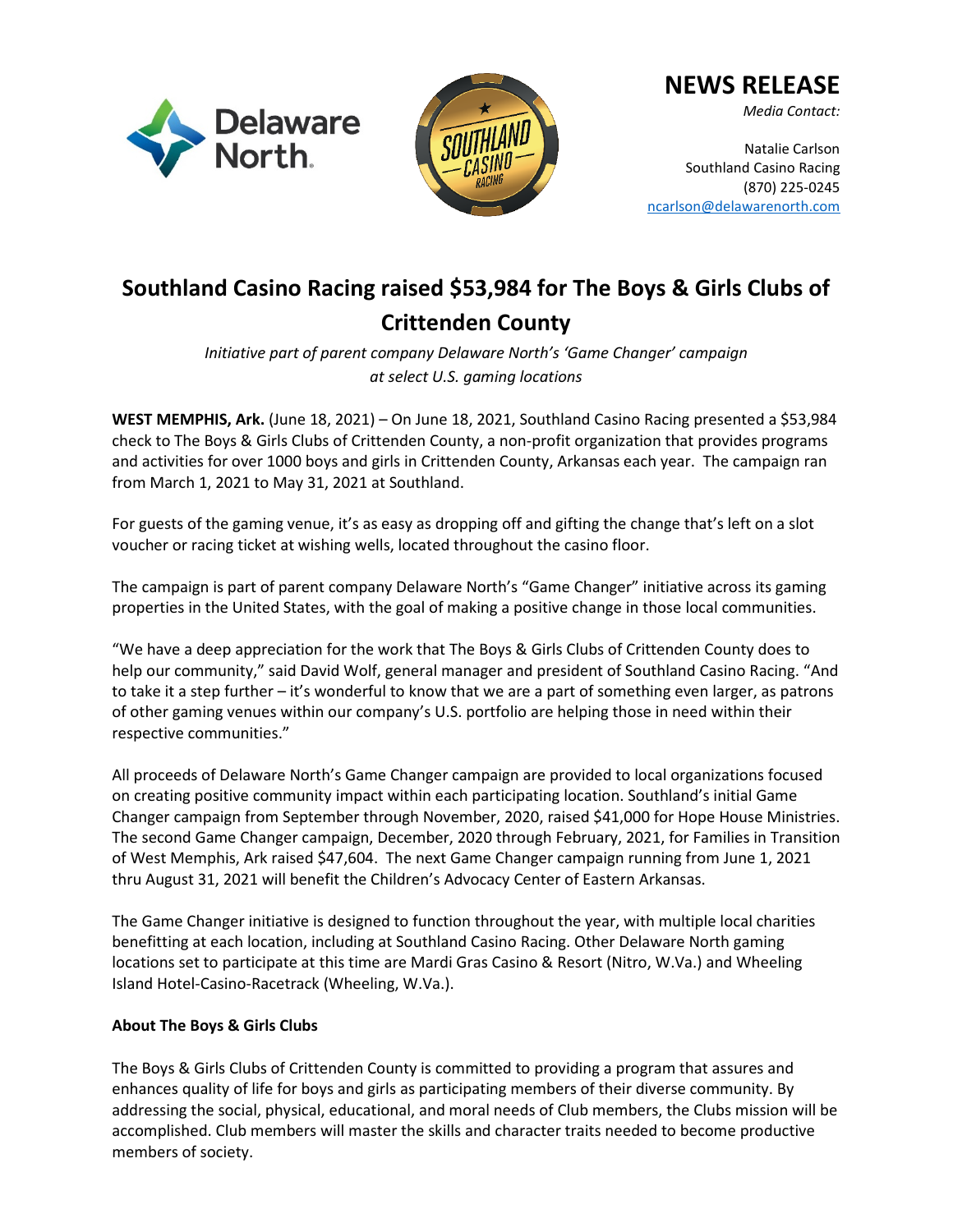# NEWS RELEASE

*Media Contact:*

Natalie Carlson
Southland Casino Racing
(870) 225-0245
ncarlson@delawarenorth.com

# Southland Casino Racing raised $53,984 for The Boys & Girls Clubs of Crittenden County

*Initiative part of parent company Delaware North's 'Game Changer' campaign at select U.S. gaming locations*

**WEST MEMPHIS, Ark.** (June 18, 2021) – On June 18, 2021, Southland Casino Racing presented a $53,984 check to The Boys & Girls Clubs of Crittenden County, a non-profit organization that provides programs and activities for over 1000 boys and girls in Crittenden County, Arkansas each year. The campaign ran from March 1, 2021 to May 31, 2021 at Southland.

For guests of the gaming venue, it's as easy as dropping off and gifting the change that's left on a slot voucher or racing ticket at wishing wells, located throughout the casino floor.

The campaign is part of parent company Delaware North's "Game Changer" initiative across its gaming properties in the United States, with the goal of making a positive change in those local communities.

"We have a deep appreciation for the work that The Boys & Girls Clubs of Crittenden County does to help our community," said David Wolf, general manager and president of Southland Casino Racing. "And to take it a step further – it's wonderful to know that we are a part of something even larger, as patrons of other gaming venues within our company's U.S. portfolio are helping those in need within their respective communities."

All proceeds of Delaware North's Game Changer campaign are provided to local organizations focused on creating positive community impact within each participating location. Southland's initial Game Changer campaign from September through November, 2020, raised $41,000 for Hope House Ministries. The second Game Changer campaign, December, 2020 through February, 2021, for Families in Transition of West Memphis, Ark raised $47,604. The next Game Changer campaign running from June 1, 2021 thru August 31, 2021 will benefit the Children's Advocacy Center of Eastern Arkansas.

The Game Changer initiative is designed to function throughout the year, with multiple local charities benefitting at each location, including at Southland Casino Racing. Other Delaware North gaming locations set to participate at this time are Mardi Gras Casino & Resort (Nitro, W.Va.) and Wheeling Island Hotel-Casino-Racetrack (Wheeling, W.Va.).

**About The Boys & Girls Clubs**

The Boys & Girls Clubs of Crittenden County is committed to providing a program that assures and enhances quality of life for boys and girls as participating members of their diverse community. By addressing the social, physical, educational, and moral needs of Club members, the Clubs mission will be accomplished. Club members will master the skills and character traits needed to become productive members of society.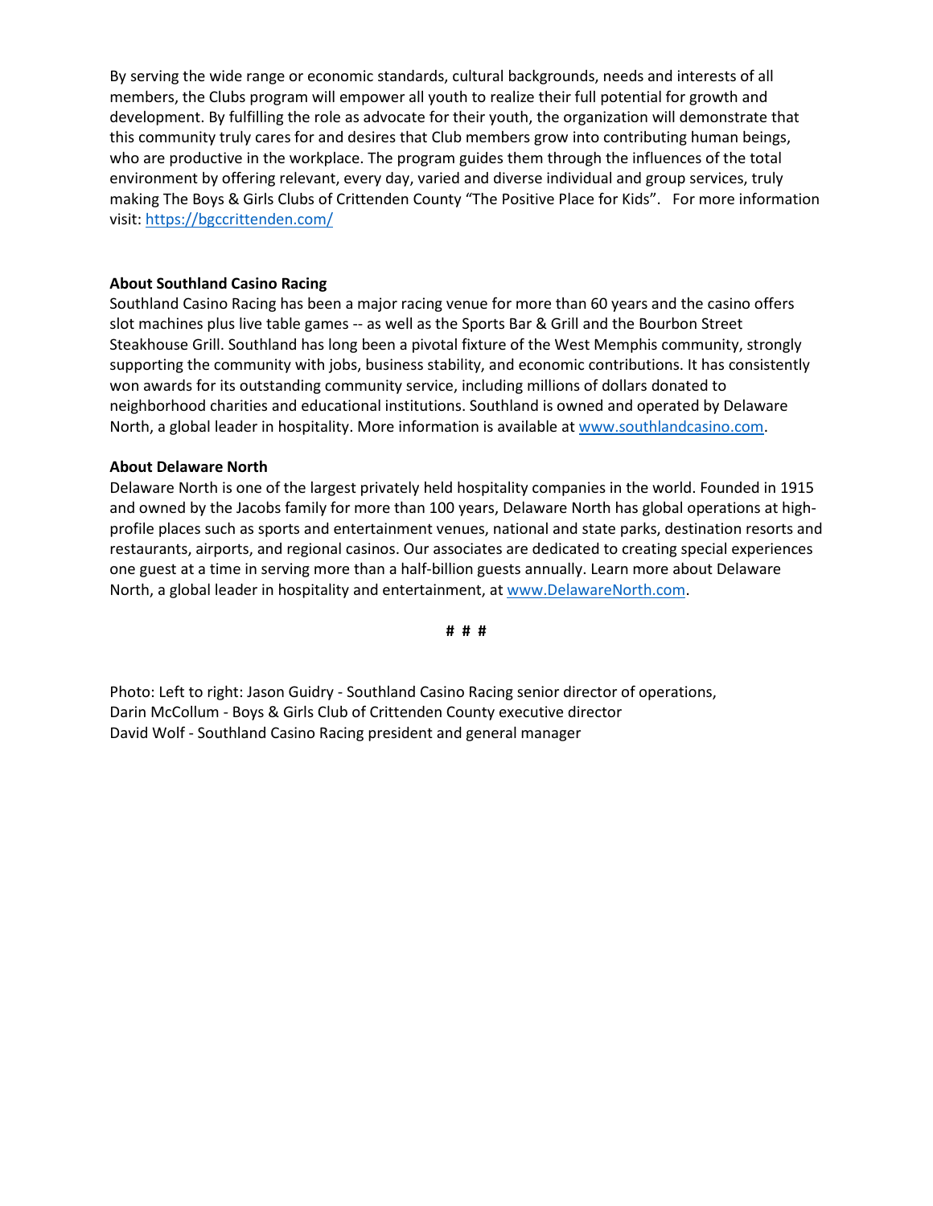By serving the wide range or economic standards, cultural backgrounds, needs and interests of all members, the Clubs program will empower all youth to realize their full potential for growth and development. By fulfilling the role as advocate for their youth, the organization will demonstrate that this community truly cares for and desires that Club members grow into contributing human beings, who are productive in the workplace. The program guides them through the influences of the total environment by offering relevant, every day, varied and diverse individual and group services, truly making The Boys & Girls Clubs of Crittenden County "The Positive Place for Kids". For more information visit: https://bgccrittenden.com/

**About Southland Casino Racing**

Southland Casino Racing has been a major racing venue for more than 60 years and the casino offers slot machines plus live table games -- as well as the Sports Bar & Grill and the Bourbon Street Steakhouse Grill. Southland has long been a pivotal fixture of the West Memphis community, strongly supporting the community with jobs, business stability, and economic contributions. It has consistently won awards for its outstanding community service, including millions of dollars donated to neighborhood charities and educational institutions. Southland is owned and operated by Delaware North, a global leader in hospitality. More information is available at www.southlandcasino.com.

**About Delaware North**

Delaware North is one of the largest privately held hospitality companies in the world. Founded in 1915 and owned by the Jacobs family for more than 100 years, Delaware North has global operations at high-profile places such as sports and entertainment venues, national and state parks, destination resorts and restaurants, airports, and regional casinos. Our associates are dedicated to creating special experiences one guest at a time in serving more than a half-billion guests annually. Learn more about Delaware North, a global leader in hospitality and entertainment, at www.DelawareNorth.com.

**# # #**

Photo: Left to right: Jason Guidry - Southland Casino Racing senior director of operations,
Darin McCollum - Boys & Girls Club of Crittenden County executive director
David Wolf - Southland Casino Racing president and general manager